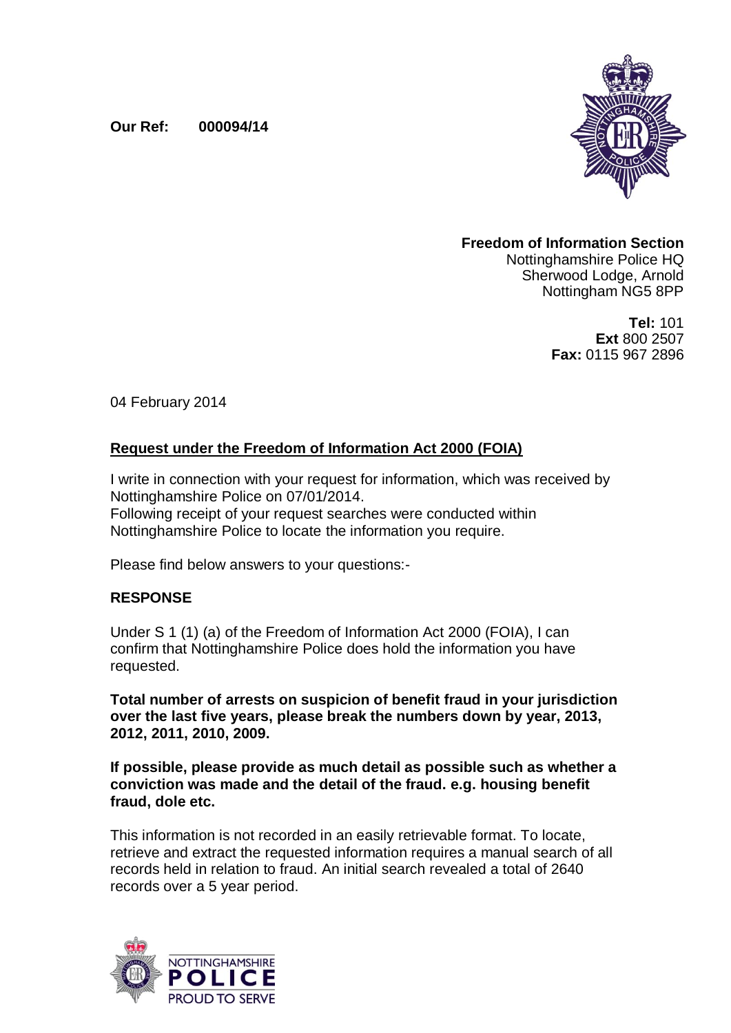**Our Ref: 000094/14**

**Freedom of Information Section**
Nottinghamshire Police HQ
Sherwood Lodge, Arnold
Nottingham NG5 8PP

**Tel:** 101
**Ext** 800 2507
**Fax:** 0115 967 2896

04 February 2014

**Request under the Freedom of Information Act 2000 (FOIA)**

I write in connection with your request for information, which was received by Nottinghamshire Police on 07/01/2014.
Following receipt of your request searches were conducted within Nottinghamshire Police to locate the information you require.

Please find below answers to your questions:-

## RESPONSE

Under S 1 (1) (a) of the Freedom of Information Act 2000 (FOIA), I can confirm that Nottinghamshire Police does hold the information you have requested.

**Total number of arrests on suspicion of benefit fraud in your jurisdiction over the last five years, please break the numbers down by year, 2013, 2012, 2011, 2010, 2009.**

**If possible, please provide as much detail as possible such as whether a conviction was made and the detail of the fraud. e.g. housing benefit fraud, dole etc.**

This information is not recorded in an easily retrievable format. To locate, retrieve and extract the requested information requires a manual search of all records held in relation to fraud. An initial search revealed a total of 2640 records over a 5 year period.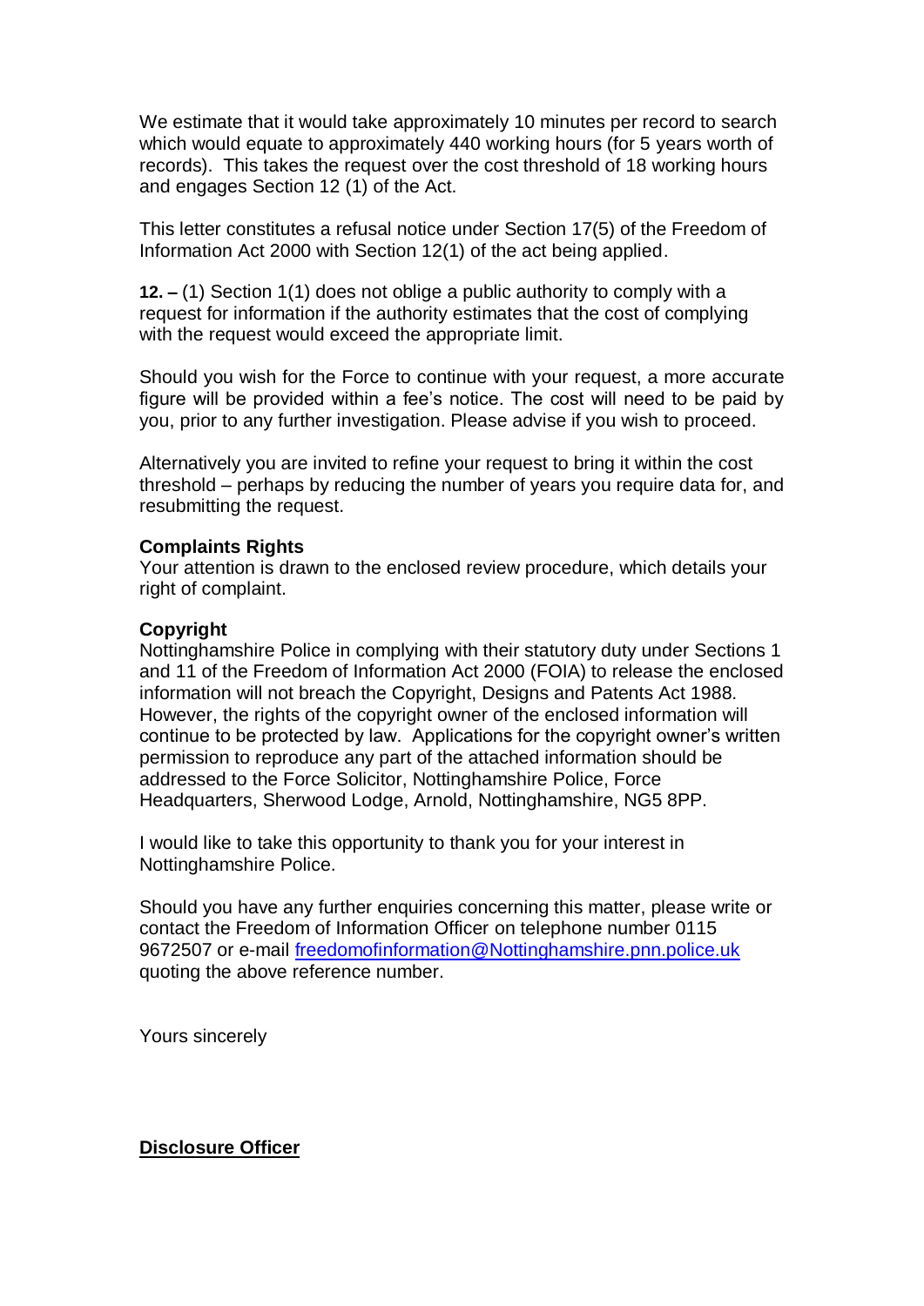We estimate that it would take approximately 10 minutes per record to search which would equate to approximately 440 working hours (for 5 years worth of records). This takes the request over the cost threshold of 18 working hours and engages Section 12 (1) of the Act.

This letter constitutes a refusal notice under Section 17(5) of the Freedom of Information Act 2000 with Section 12(1) of the act being applied.

**12. –** (1) Section 1(1) does not oblige a public authority to comply with a request for information if the authority estimates that the cost of complying with the request would exceed the appropriate limit.

Should you wish for the Force to continue with your request, a more accurate figure will be provided within a fee's notice. The cost will need to be paid by you, prior to any further investigation. Please advise if you wish to proceed.

Alternatively you are invited to refine your request to bring it within the cost threshold – perhaps by reducing the number of years you require data for, and resubmitting the request.

**Complaints Rights**
Your attention is drawn to the enclosed review procedure, which details your right of complaint.

**Copyright**
Nottinghamshire Police in complying with their statutory duty under Sections 1 and 11 of the Freedom of Information Act 2000 (FOIA) to release the enclosed information will not breach the Copyright, Designs and Patents Act 1988. However, the rights of the copyright owner of the enclosed information will continue to be protected by law. Applications for the copyright owner's written permission to reproduce any part of the attached information should be addressed to the Force Solicitor, Nottinghamshire Police, Force Headquarters, Sherwood Lodge, Arnold, Nottinghamshire, NG5 8PP.

I would like to take this opportunity to thank you for your interest in Nottinghamshire Police.

Should you have any further enquiries concerning this matter, please write or contact the Freedom of Information Officer on telephone number 0115 9672507 or e-mail [freedomofinformation@Nottinghamshire.pnn.police.uk](mailto:freedomofinformation@Nottinghamshire.pnn.police.uk) quoting the above reference number.

Yours sincerely

**Disclosure Officer**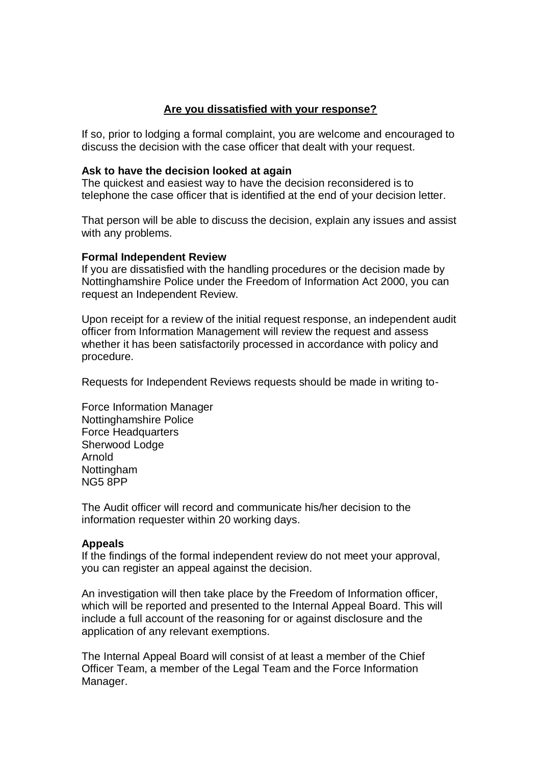## Are you dissatisfied with your response?

If so, prior to lodging a formal complaint, you are welcome and encouraged to discuss the decision with the case officer that dealt with your request.

**Ask to have the decision looked at again**

The quickest and easiest way to have the decision reconsidered is to telephone the case officer that is identified at the end of your decision letter.

That person will be able to discuss the decision, explain any issues and assist with any problems.

**Formal Independent Review**

If you are dissatisfied with the handling procedures or the decision made by Nottinghamshire Police under the Freedom of Information Act 2000, you can request an Independent Review.

Upon receipt for a review of the initial request response, an independent audit officer from Information Management will review the request and assess whether it has been satisfactorily processed in accordance with policy and procedure.

Requests for Independent Reviews requests should be made in writing to-

Force Information Manager
Nottinghamshire Police
Force Headquarters
Sherwood Lodge
Arnold
Nottingham
NG5 8PP

The Audit officer will record and communicate his/her decision to the information requester within 20 working days.

**Appeals**

If the findings of the formal independent review do not meet your approval, you can register an appeal against the decision.

An investigation will then take place by the Freedom of Information officer, which will be reported and presented to the Internal Appeal Board. This will include a full account of the reasoning for or against disclosure and the application of any relevant exemptions.

The Internal Appeal Board will consist of at least a member of the Chief Officer Team, a member of the Legal Team and the Force Information Manager.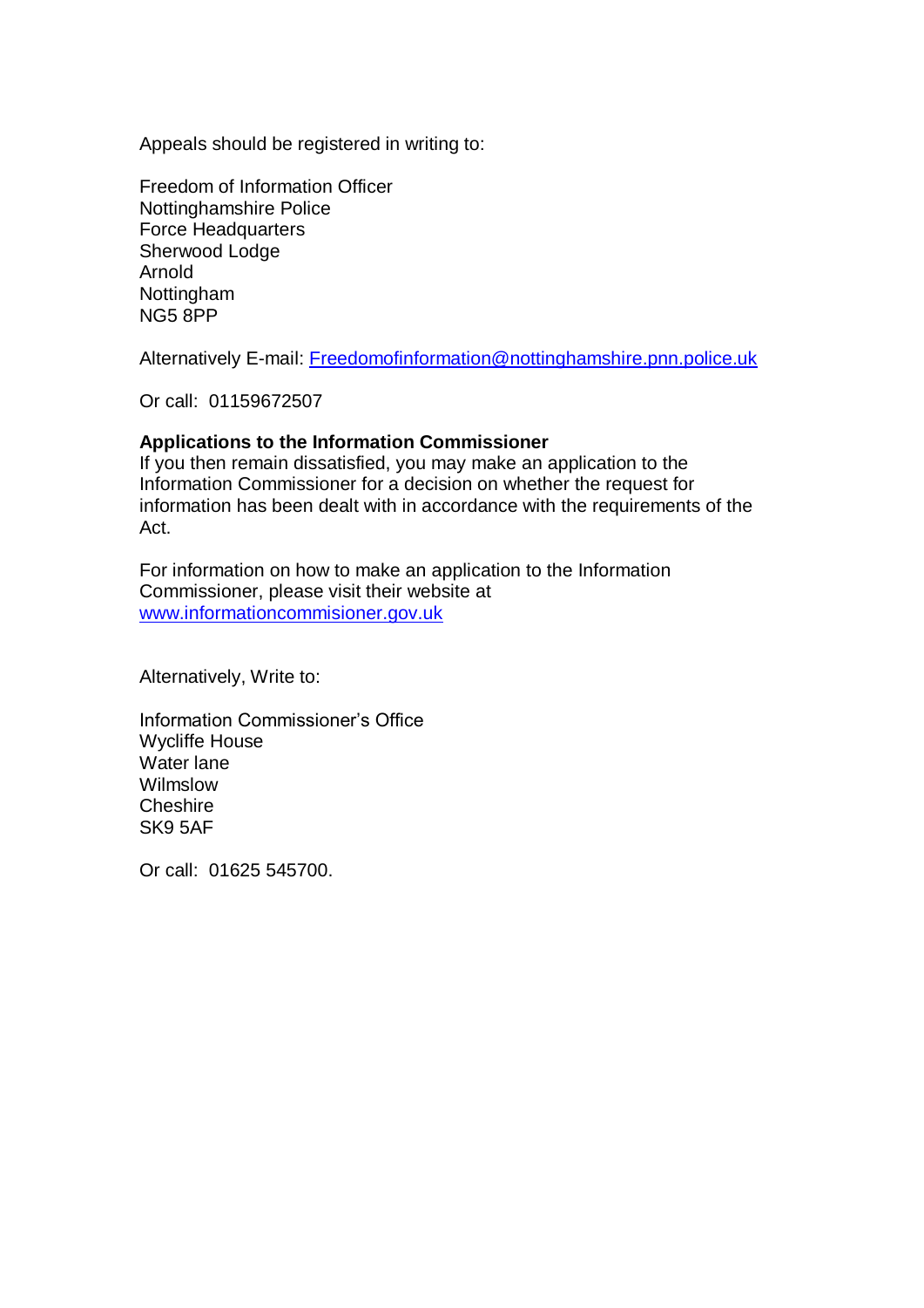Appeals should be registered in writing to:

Freedom of Information Officer  
Nottinghamshire Police  
Force Headquarters  
Sherwood Lodge  
Arnold  
Nottingham  
NG5 8PP

Alternatively E-mail: Freedomofinformation@nottinghamshire.pnn.police.uk

Or call: 01159672507

**Applications to the Information Commissioner**  
If you then remain dissatisfied, you may make an application to the Information Commissioner for a decision on whether the request for information has been dealt with in accordance with the requirements of the Act.

For information on how to make an application to the Information Commissioner, please visit their website at www.informationcommisioner.gov.uk

Alternatively, Write to:

Information Commissioner's Office  
Wycliffe House  
Water lane  
Wilmslow  
Cheshire  
SK9 5AF

Or call: 01625 545700.